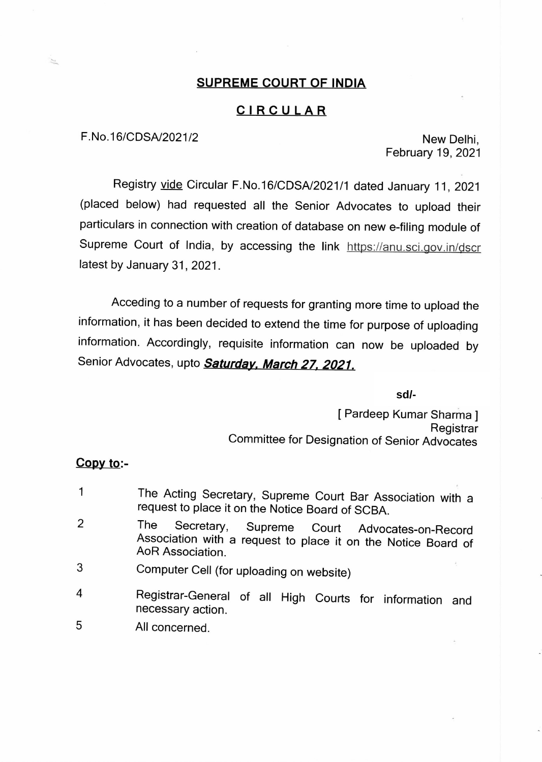# **SUPREME COURT OF INDIA**

## **CIRCULAR**

F.No.16/CDSA/2021/2

New Delhi,
February 19, 2021

Registry vide Circular F.No.16/CDSA/2021/1 dated January 11, 2021 (placed below) had requested all the Senior Advocates to upload their particulars in connection with creation of database on new e-filing module of Supreme Court of India, by accessing the link https://anu.sci.gov.in/dscr latest by January 31, 2021.

Acceding to a number of requests for granting more time to upload the information, it has been decided to extend the time for purpose of uploading information. Accordingly, requisite information can now be uploaded by Senior Advocates, upto ***Saturday, March 27, 2021.***

**sd/-**

[ Pardeep Kumar Sharma ]
Registrar
Committee for Designation of Senior Advocates

**Copy to:-**

1. The Acting Secretary, Supreme Court Bar Association with a request to place it on the Notice Board of SCBA.
2. The Secretary, Supreme Court Advocates-on-Record Association with a request to place it on the Notice Board of AoR Association.
3. Computer Cell (for uploading on website)
4. Registrar-General of all High Courts for information and necessary action.
5. All concerned.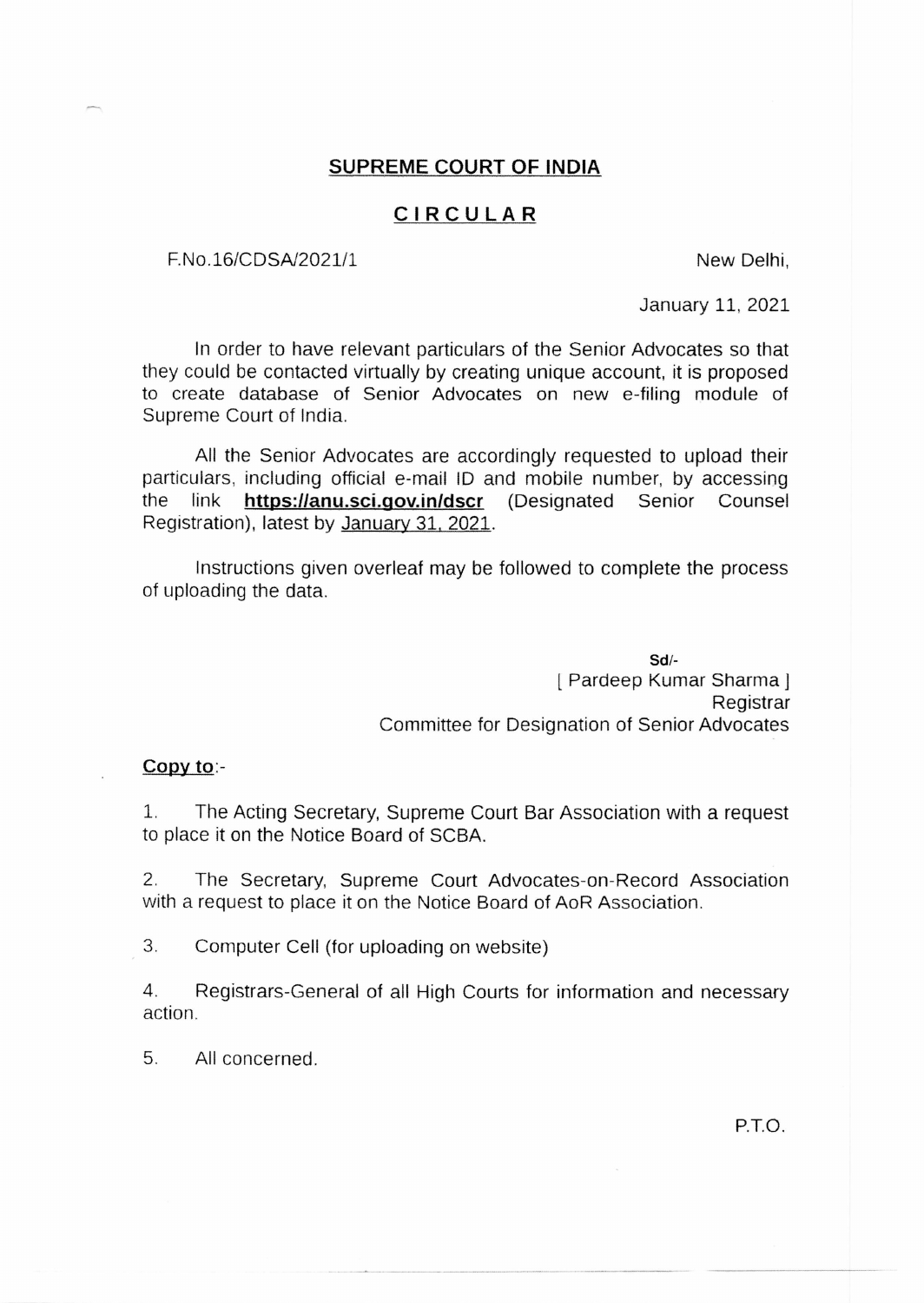## SUPREME COURT OF INDIA

## CIRCULAR

F.No.16/CDSA/2021/1

New Delhi,

January 11, 2021

In order to have relevant particulars of the Senior Advocates so that they could be contacted virtually by creating unique account, it is proposed to create database of Senior Advocates on new e-filing module of Supreme Court of India.

All the Senior Advocates are accordingly requested to upload their particulars, including official e-mail ID and mobile number, by accessing the link **https://anu.sci.gov.in/dscr** (Designated Senior Counsel Registration), latest by January 31, 2021.

Instructions given overleaf may be followed to complete the process of uploading the data.

Sd/-
[ Pardeep Kumar Sharma ]
Registrar
Committee for Designation of Senior Advocates

**Copy to**:-

1. The Acting Secretary, Supreme Court Bar Association with a request to place it on the Notice Board of SCBA.

2. The Secretary, Supreme Court Advocates-on-Record Association with a request to place it on the Notice Board of AoR Association.

3. Computer Cell (for uploading on website)

4. Registrars-General of all High Courts for information and necessary action.

5. All concerned.

P.T.O.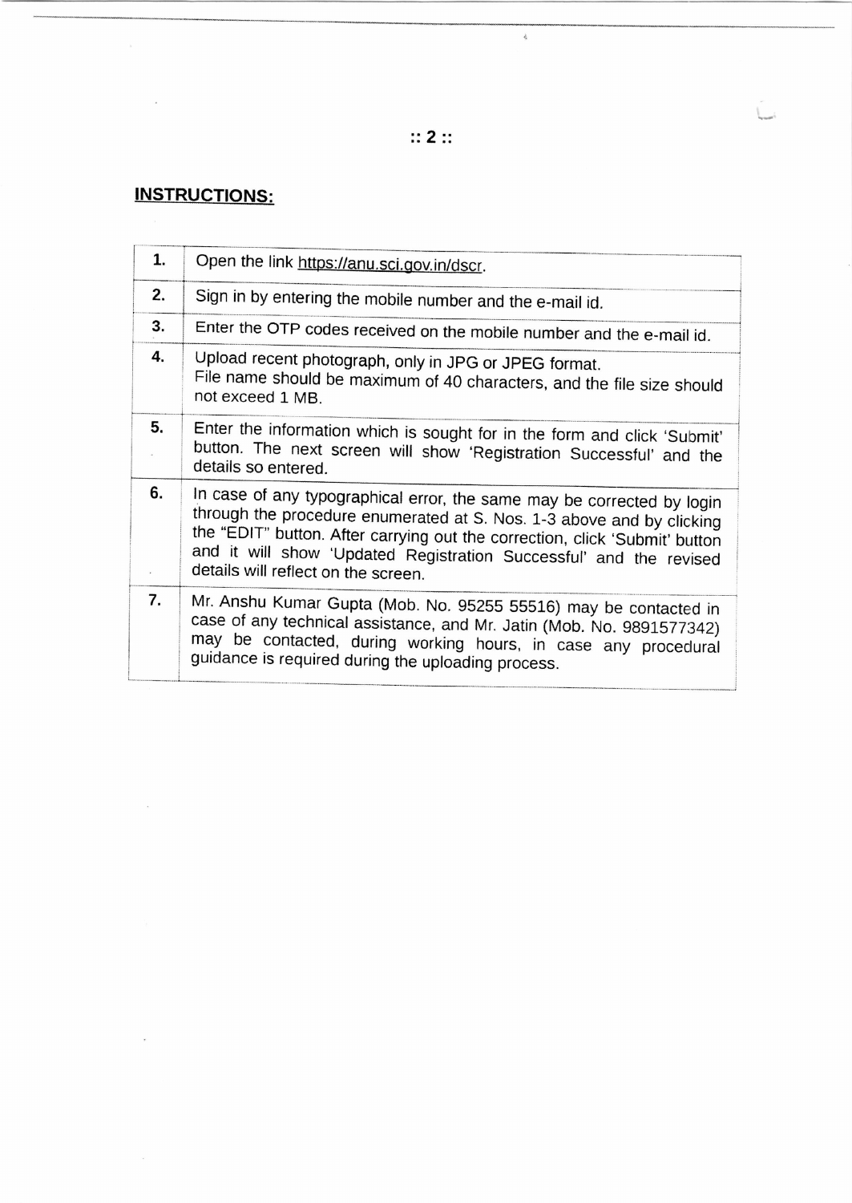## INSTRUCTIONS:

| | |
|---|---|
| 1. | Open the link https://anu.sci.gov.in/dscr. |
| 2. | Sign in by entering the mobile number and the e-mail id. |
| 3. | Enter the OTP codes received on the mobile number and the e-mail id. |
| 4. | Upload recent photograph, only in JPG or JPEG format. File name should be maximum of 40 characters, and the file size should not exceed 1 MB. |
| 5. | Enter the information which is sought for in the form and click 'Submit' button. The next screen will show 'Registration Successful' and the details so entered. |
| 6. | In case of any typographical error, the same may be corrected by login through the procedure enumerated at S. Nos. 1-3 above and by clicking the "EDIT" button. After carrying out the correction, click 'Submit' button and it will show 'Updated Registration Successful' and the revised details will reflect on the screen. |
| 7. | Mr. Anshu Kumar Gupta (Mob. No. 95255 55516) may be contacted in case of any technical assistance, and Mr. Jatin (Mob. No. 9891577342) may be contacted, during working hours, in case any procedural guidance is required during the uploading process. |